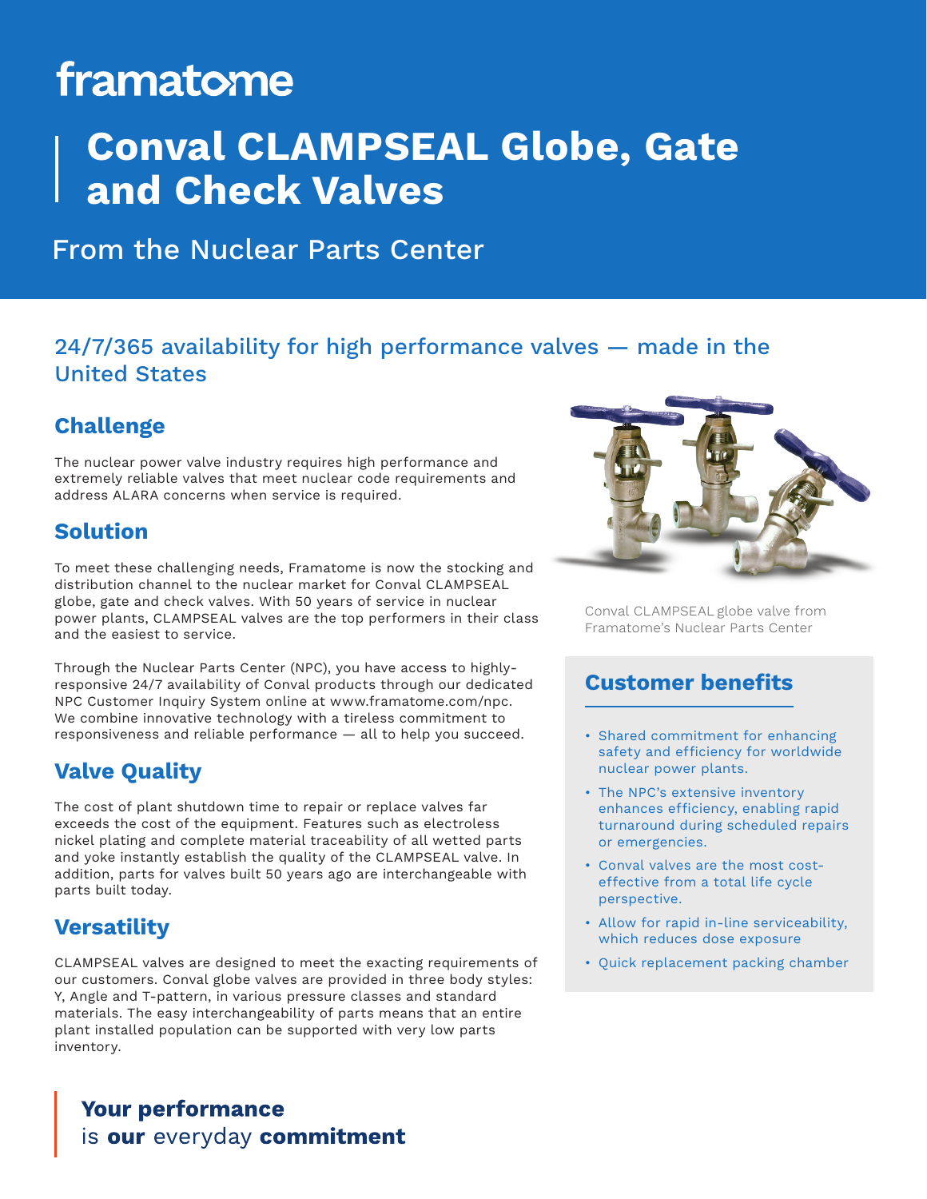framatome

# Conval CLAMPSEAL Globe, Gate and Check Valves

From the Nuclear Parts Center

## 24/7/365 availability for high performance valves — made in the United States

### Challenge

The nuclear power valve industry requires high performance and extremely reliable valves that meet nuclear code requirements and address ALARA concerns when service is required.

### Solution

To meet these challenging needs, Framatome is now the stocking and distribution channel to the nuclear market for Conval CLAMPSEAL globe, gate and check valves. With 50 years of service in nuclear power plants, CLAMPSEAL valves are the top performers in their class and the easiest to service.

Through the Nuclear Parts Center (NPC), you have access to highly-responsive 24/7 availability of Conval products through our dedicated NPC Customer Inquiry System online at www.framatome.com/npc. We combine innovative technology with a tireless commitment to responsiveness and reliable performance — all to help you succeed.

### Valve Quality

The cost of plant shutdown time to repair or replace valves far exceeds the cost of the equipment. Features such as electroless nickel plating and complete material traceability of all wetted parts and yoke instantly establish the quality of the CLAMPSEAL valve. In addition, parts for valves built 50 years ago are interchangeable with parts built today.

### Versatility

CLAMPSEAL valves are designed to meet the exacting requirements of our customers. Conval globe valves are provided in three body styles: Y, Angle and T-pattern, in various pressure classes and standard materials. The easy interchangeability of parts means that an entire plant installed population can be supported with very low parts inventory.

Conval CLAMPSEAL globe valve from Framatome's Nuclear Parts Center

### Customer benefits

- Shared commitment for enhancing safety and efficiency for worldwide nuclear power plants.
- The NPC's extensive inventory enhances efficiency, enabling rapid turnaround during scheduled repairs or emergencies.
- Conval valves are the most cost-effective from a total life cycle perspective.
- Allow for rapid in-line serviceability, which reduces dose exposure
- Quick replacement packing chamber

**Your performance**
is **our** everyday **commitment**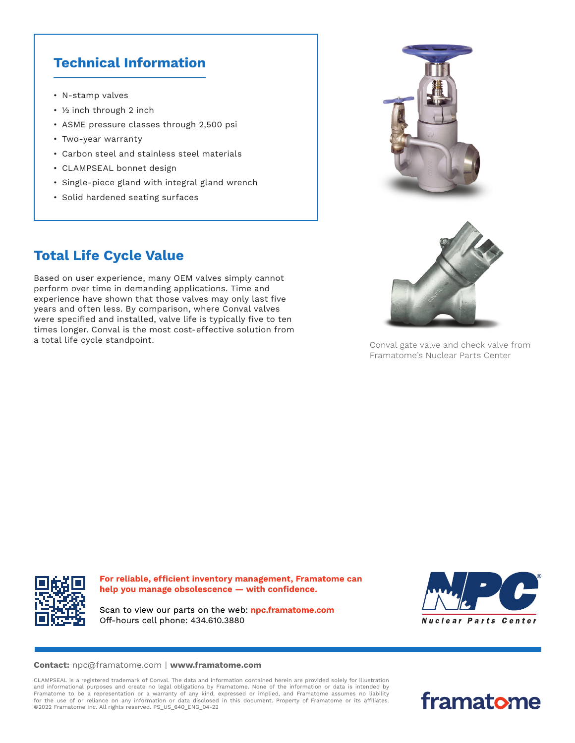## Technical Information

- N-stamp valves
- ½ inch through 2 inch
- ASME pressure classes through 2,500 psi
- Two-year warranty
- Carbon steel and stainless steel materials
- CLAMPSEAL bonnet design
- Single-piece gland with integral gland wrench
- Solid hardened seating surfaces

Conval gate valve and check valve from Framatome's Nuclear Parts Center

## Total Life Cycle Value

Based on user experience, many OEM valves simply cannot perform over time in demanding applications. Time and experience have shown that those valves may only last five years and often less. By comparison, where Conval valves were specified and installed, valve life is typically five to ten times longer. Conval is the most cost-effective solution from a total life cycle standpoint.

**For reliable, efficient inventory management, Framatome can help you manage obsolescence — with confidence.**

Scan to view our parts on the web: **npc.framatome.com**
Off-hours cell phone: 434.610.3880

NPC® Nuclear Parts Center

**Contact:** npc@framatome.com | **www.framatome.com**

CLAMPSEAL is a registered trademark of Conval. The data and information contained herein are provided solely for illustration and informational purposes and create no legal obligations by Framatome. None of the information or data is intended by Framatome to be a representation or a warranty of any kind, expressed or implied, and Framatome assumes no liability for the use of or reliance on any information or data disclosed in this document. Property of Framatome or its affiliates. ©2022 Framatome Inc. All rights reserved. PS_US_640_ENG_04-22

framatome